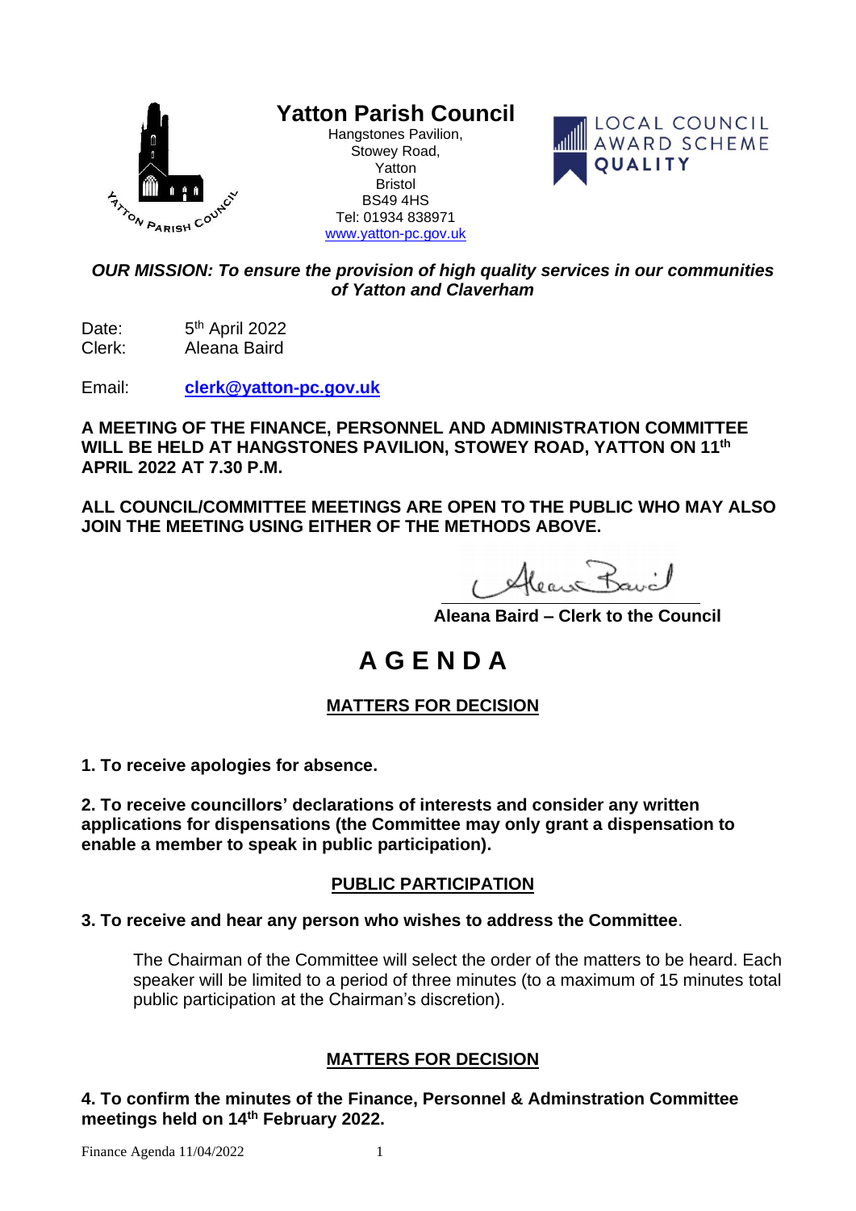# Yatton Parish Council

Hangstones Pavilion,
Stowey Road,
Yatton
Bristol
BS49 4HS
Tel: 01934 838971
www.yatton-pc.gov.uk

LOCAL COUNCIL AWARD SCHEME
QUALITY

***OUR MISSION: To ensure the provision of high quality services in our communities of Yatton and Claverham***

Date: 5th April 2022
Clerk: Aleana Baird

Email: **clerk@yatton-pc.gov.uk**

**A MEETING OF THE FINANCE, PERSONNEL AND ADMINISTRATION COMMITTEE WILL BE HELD AT HANGSTONES PAVILION, STOWEY ROAD, YATTON ON 11th APRIL 2022 AT 7.30 P.M.**

**ALL COUNCIL/COMMITTEE MEETINGS ARE OPEN TO THE PUBLIC WHO MAY ALSO JOIN THE MEETING USING EITHER OF THE METHODS ABOVE.**

**Aleana Baird – Clerk to the Council**

# A G E N D A

## MATTERS FOR DECISION

**1. To receive apologies for absence.**

**2. To receive councillors' declarations of interests and consider any written applications for dispensations (the Committee may only grant a dispensation to enable a member to speak in public participation).**

## PUBLIC PARTICIPATION

**3. To receive and hear any person who wishes to address the Committee**.

The Chairman of the Committee will select the order of the matters to be heard. Each speaker will be limited to a period of three minutes (to a maximum of 15 minutes total public participation at the Chairman's discretion).

## MATTERS FOR DECISION

**4. To confirm the minutes of the Finance, Personnel & Adminstration Committee meetings held on 14th February 2022.**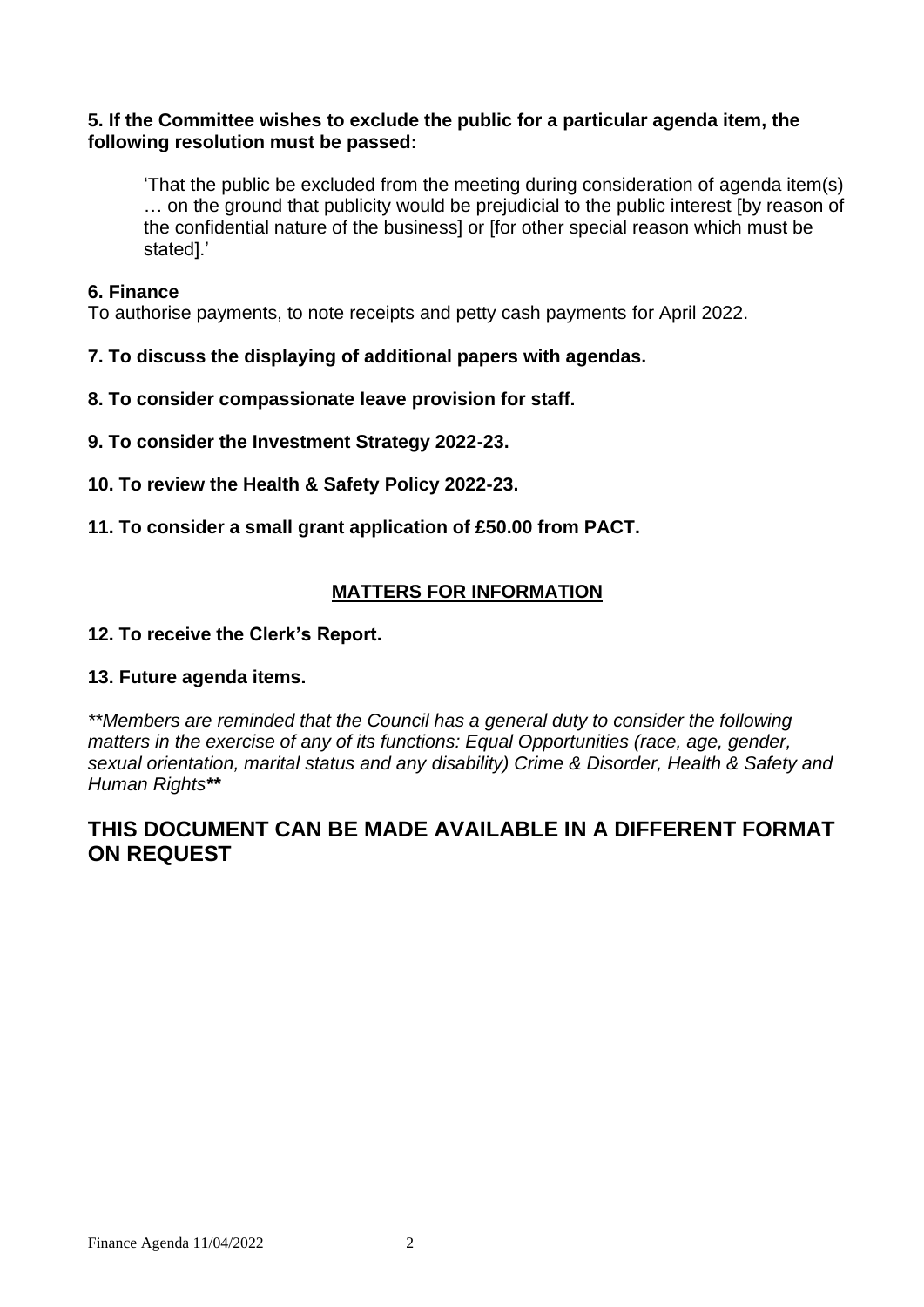**5. If the Committee wishes to exclude the public for a particular agenda item, the following resolution must be passed:**

> 'That the public be excluded from the meeting during consideration of agenda item(s) … on the ground that publicity would be prejudicial to the public interest [by reason of the confidential nature of the business] or [for other special reason which must be stated].'

**6. Finance**

To authorise payments, to note receipts and petty cash payments for April 2022.

**7. To discuss the displaying of additional papers with agendas.**

**8. To consider compassionate leave provision for staff.**

**9. To consider the Investment Strategy 2022-23.**

**10. To review the Health & Safety Policy 2022-23.**

**11. To consider a small grant application of £50.00 from PACT.**

## MATTERS FOR INFORMATION

**12. To receive the Clerk's Report.**

**13. Future agenda items.**

*\*\*Members are reminded that the Council has a general duty to consider the following matters in the exercise of any of its functions: Equal Opportunities (race, age, gender, sexual orientation, marital status and any disability) Crime & Disorder, Health & Safety and Human Rights*\*\*

## THIS DOCUMENT CAN BE MADE AVAILABLE IN A DIFFERENT FORMAT ON REQUEST